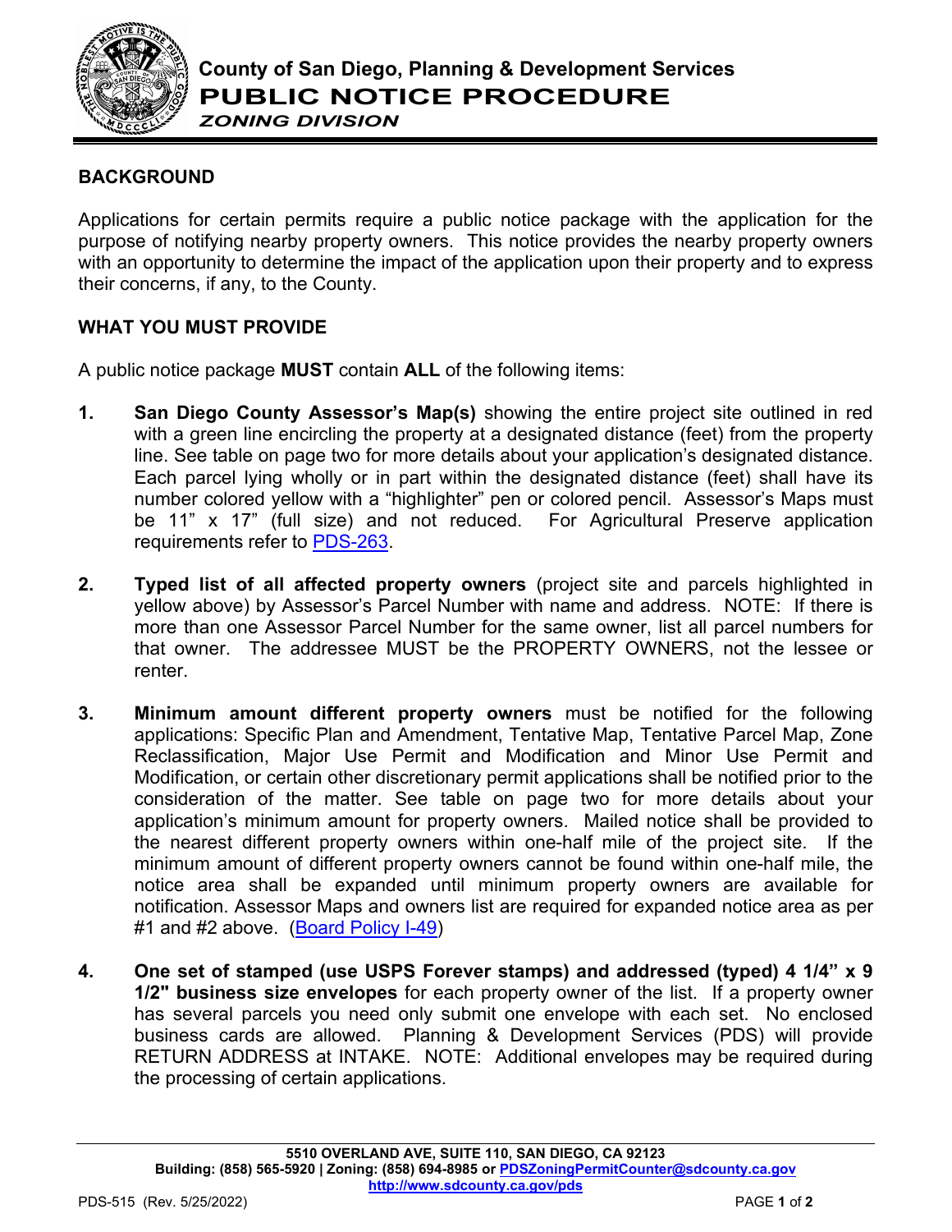# County of San Diego, Planning & Development Services

## PUBLIC NOTICE PROCEDURE

***ZONING DIVISION***

## BACKGROUND

Applications for certain permits require a public notice package with the application for the purpose of notifying nearby property owners. This notice provides the nearby property owners with an opportunity to determine the impact of the application upon their property and to express their concerns, if any, to the County.

## WHAT YOU MUST PROVIDE

A public notice package **MUST** contain **ALL** of the following items:

1. **San Diego County Assessor's Map(s)** showing the entire project site outlined in red with a green line encircling the property at a designated distance (feet) from the property line. See table on page two for more details about your application's designated distance. Each parcel lying wholly or in part within the designated distance (feet) shall have its number colored yellow with a "highlighter" pen or colored pencil. Assessor's Maps must be 11" x 17" (full size) and not reduced. For Agricultural Preserve application requirements refer to [PDS-263](PDS-263).

2. **Typed list of all affected property owners** (project site and parcels highlighted in yellow above) by Assessor's Parcel Number with name and address. NOTE: If there is more than one Assessor Parcel Number for the same owner, list all parcel numbers for that owner. The addressee MUST be the PROPERTY OWNERS, not the lessee or renter.

3. **Minimum amount different property owners** must be notified for the following applications: Specific Plan and Amendment, Tentative Map, Tentative Parcel Map, Zone Reclassification, Major Use Permit and Modification and Minor Use Permit and Modification, or certain other discretionary permit applications shall be notified prior to the consideration of the matter. See table on page two for more details about your application's minimum amount for property owners. Mailed notice shall be provided to the nearest different property owners within one-half mile of the project site. If the minimum amount of different property owners cannot be found within one-half mile, the notice area shall be expanded until minimum property owners are available for notification. Assessor Maps and owners list are required for expanded notice area as per #1 and #2 above. ([Board Policy I-49](Board Policy I-49))

4. **One set of stamped (use USPS Forever stamps) and addressed (typed) 4 1/4" x 9 1/2" business size envelopes** for each property owner of the list. If a property owner has several parcels you need only submit one envelope with each set. No enclosed business cards are allowed. Planning & Development Services (PDS) will provide RETURN ADDRESS at INTAKE. NOTE: Additional envelopes may be required during the processing of certain applications.

5510 OVERLAND AVE, SUITE 110, SAN DIEGO, CA 92123
Building: (858) 565-5920 | Zoning: (858) 694-8985 or PDSZoningPermitCounter@sdcounty.ca.gov
http://www.sdcounty.ca.gov/pds

PDS-515 (Rev. 5/25/2022)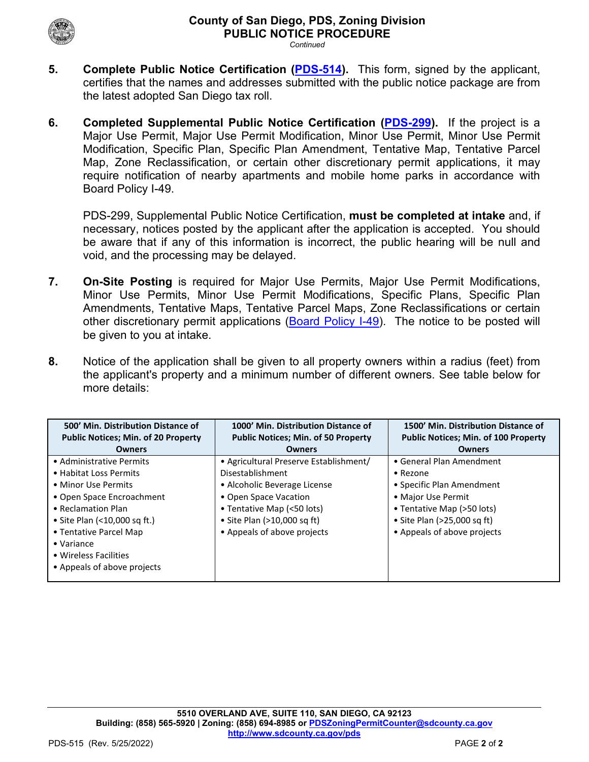5. **Complete Public Notice Certification (PDS-514).** This form, signed by the applicant, certifies that the names and addresses submitted with the public notice package are from the latest adopted San Diego tax roll.

6. **Completed Supplemental Public Notice Certification (PDS-299).** If the project is a Major Use Permit, Major Use Permit Modification, Minor Use Permit, Minor Use Permit Modification, Specific Plan, Specific Plan Amendment, Tentative Map, Tentative Parcel Map, Zone Reclassification, or certain other discretionary permit applications, it may require notification of nearby apartments and mobile home parks in accordance with Board Policy I-49.

   PDS-299, Supplemental Public Notice Certification, **must be completed at intake** and, if necessary, notices posted by the applicant after the application is accepted. You should be aware that if any of this information is incorrect, the public hearing will be null and void, and the processing may be delayed.

7. **On-Site Posting** is required for Major Use Permits, Major Use Permit Modifications, Minor Use Permits, Minor Use Permit Modifications, Specific Plans, Specific Plan Amendments, Tentative Maps, Tentative Parcel Maps, Zone Reclassifications or certain other discretionary permit applications (Board Policy I-49). The notice to be posted will be given to you at intake.

8. Notice of the application shall be given to all property owners within a radius (feet) from the applicant's property and a minimum number of different owners. See table below for more details:

| 500' Min. Distribution Distance of Public Notices; Min. of 20 Property Owners | 1000' Min. Distribution Distance of Public Notices; Min. of 50 Property Owners | 1500' Min. Distribution Distance of Public Notices; Min. of 100 Property Owners |
|---|---|---|
| • Administrative Permits<br>• Habitat Loss Permits<br>• Minor Use Permits<br>• Open Space Encroachment<br>• Reclamation Plan<br>• Site Plan (<10,000 sq ft.)<br>• Tentative Parcel Map<br>• Variance<br>• Wireless Facilities<br>• Appeals of above projects | • Agricultural Preserve Establishment/ Disestablishment<br>• Alcoholic Beverage License<br>• Open Space Vacation<br>• Tentative Map (<50 lots)<br>• Site Plan (>10,000 sq ft)<br>• Appeals of above projects | • General Plan Amendment<br>• Rezone<br>• Specific Plan Amendment<br>• Major Use Permit<br>• Tentative Map (>50 lots)<br>• Site Plan (>25,000 sq ft)<br>• Appeals of above projects |